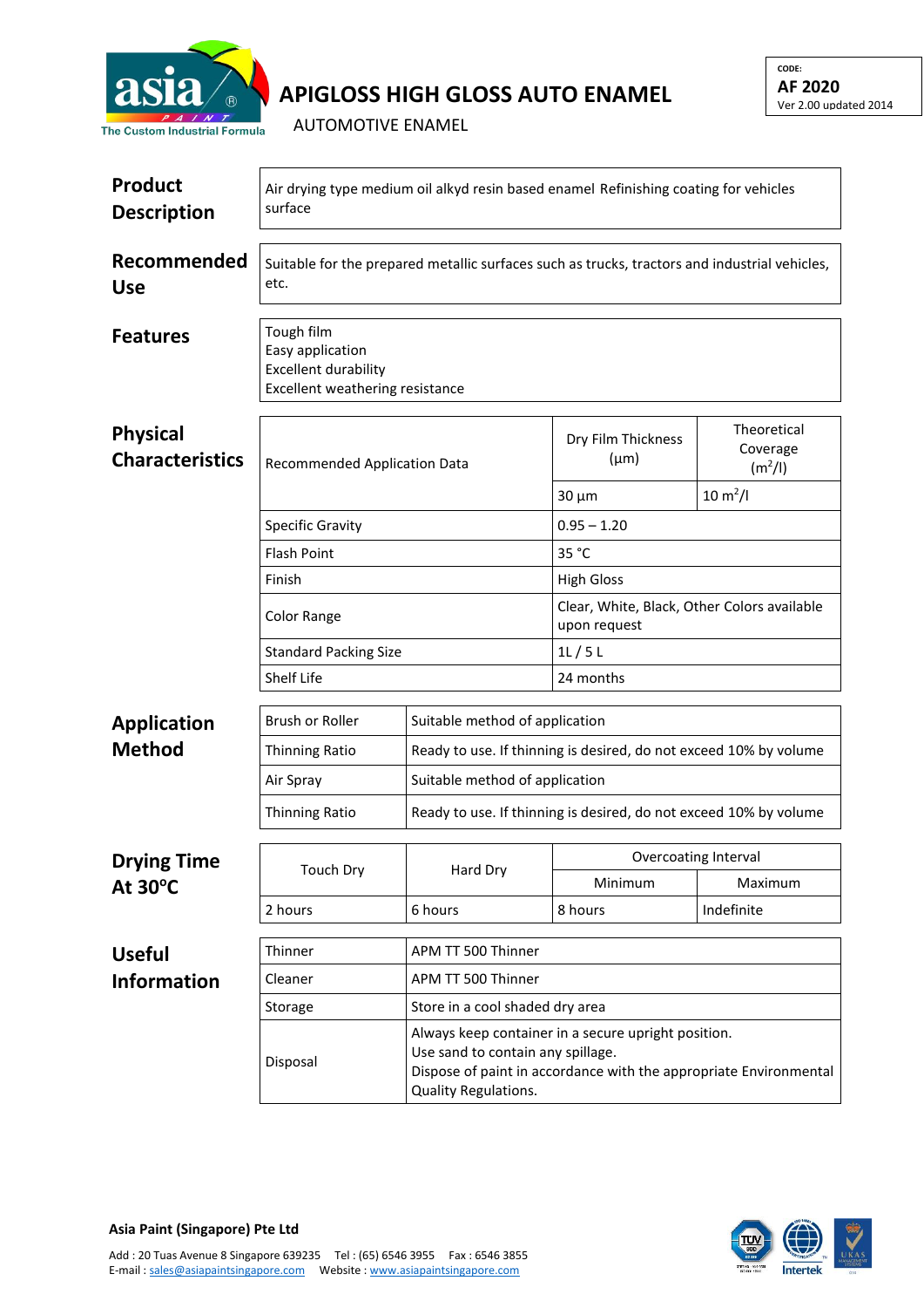asia PAINT
The Custom Industrial Formula

# APIGLOSS HIGH GLOSS AUTO ENAMEL

AUTOMOTIVE ENAMEL

CODE:
**AF 2020**
Ver 2.00 updated 2014

## Product Description

Air drying type medium oil alkyd resin based enamel Refinishing coating for vehicles surface

## Recommended Use

Suitable for the prepared metallic surfaces such as trucks, tractors and industrial vehicles, etc.

## Features

Tough film
Easy application
Excellent durability
Excellent weathering resistance

## Physical Characteristics

| Recommended Application Data | Dry Film Thickness (µm) | Theoretical Coverage ($m^2/l$) |
|---|---|---|
| | 30 µm | 10 $m^2/l$ |
| Specific Gravity | 0.95 – 1.20 | |
| Flash Point | 35 °C | |
| Finish | High Gloss | |
| Color Range | Clear, White, Black, Other Colors available upon request | |
| Standard Packing Size | 1L / 5 L | |
| Shelf Life | 24 months | |

## Application Method

| Brush or Roller | Suitable method of application |
|---|---|
| Thinning Ratio | Ready to use. If thinning is desired, do not exceed 10% by volume |
| Air Spray | Suitable method of application |
| Thinning Ratio | Ready to use. If thinning is desired, do not exceed 10% by volume |

## Drying Time At 30°C

| Touch Dry | Hard Dry | Overcoating Interval | |
|---|---|---|---|
| | | Minimum | Maximum |
| 2 hours | 6 hours | 8 hours | Indefinite |

## Useful Information

| Thinner | APM TT 500 Thinner |
|---|---|
| Cleaner | APM TT 500 Thinner |
| Storage | Store in a cool shaded dry area |
| Disposal | Always keep container in a secure upright position.<br>Use sand to contain any spillage.<br>Dispose of paint in accordance with the appropriate Environmental Quality Regulations. |

**Asia Paint (Singapore) Pte Ltd**

Add : 20 Tuas Avenue 8 Singapore 639235 Tel : (65) 6546 3955 Fax : 6546 3855
E-mail : sales@asiapaintsingapore.com Website : www.asiapaintsingapore.com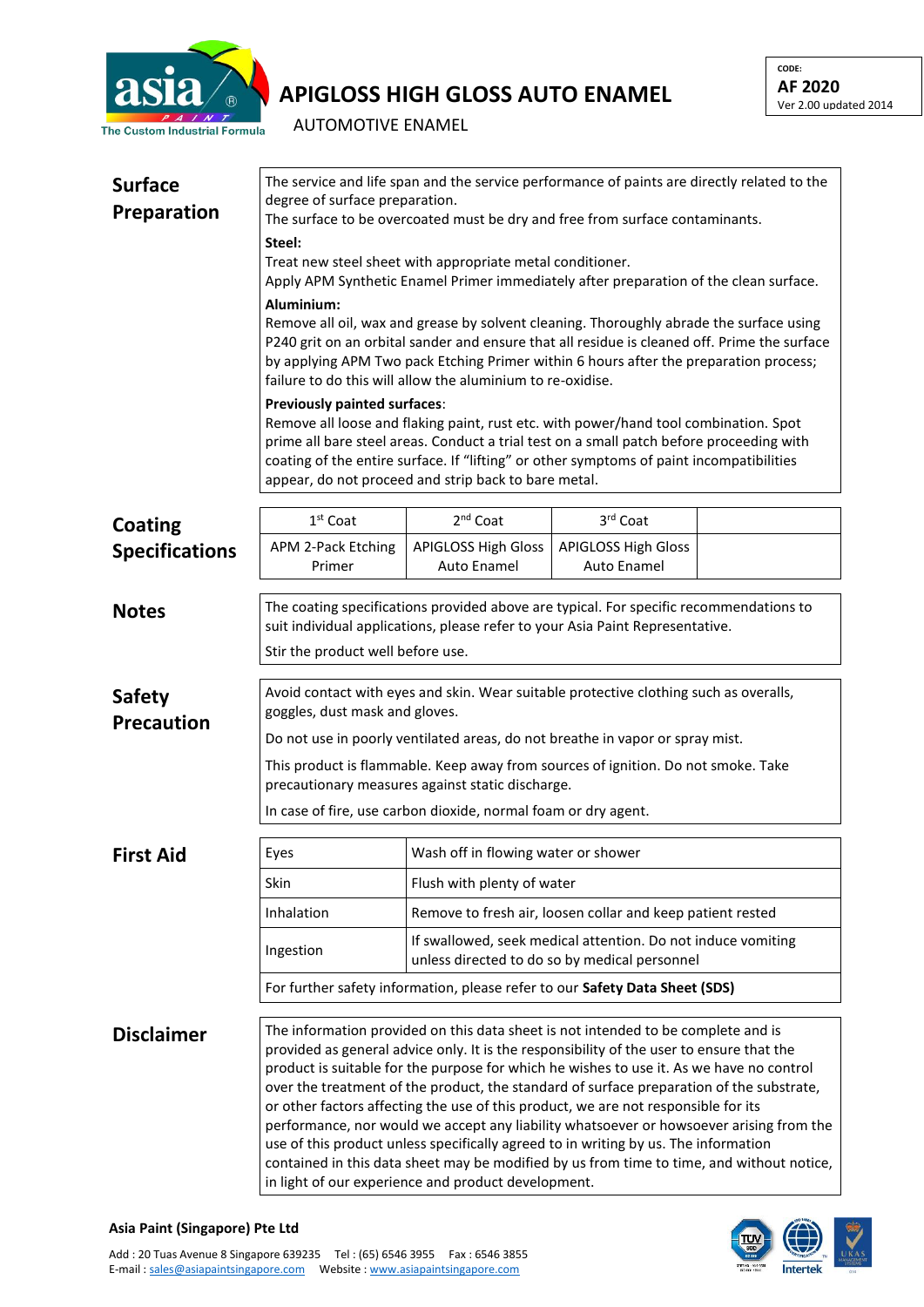# APIGLOSS HIGH GLOSS AUTO ENAMEL

AUTOMOTIVE ENAMEL

CODE:
**AF 2020**
Ver 2.00 updated 2014

## Surface Preparation

The service and life span and the service performance of paints are directly related to the degree of surface preparation.
The surface to be overcoated must be dry and free from surface contaminants.

**Steel:**
Treat new steel sheet with appropriate metal conditioner.
Apply APM Synthetic Enamel Primer immediately after preparation of the clean surface.

**Aluminium:**
Remove all oil, wax and grease by solvent cleaning. Thoroughly abrade the surface using P240 grit on an orbital sander and ensure that all residue is cleaned off. Prime the surface by applying APM Two pack Etching Primer within 6 hours after the preparation process; failure to do this will allow the aluminium to re-oxidise.

**Previously painted surfaces**:
Remove all loose and flaking paint, rust etc. with power/hand tool combination. Spot prime all bare steel areas. Conduct a trial test on a small patch before proceeding with coating of the entire surface. If "lifting" or other symptoms of paint incompatibilities appear, do not proceed and strip back to bare metal.

## Coating Specifications

| 1st Coat | 2nd Coat | 3rd Coat | |
|---|---|---|---|
| APM 2-Pack Etching Primer | APIGLOSS High Gloss Auto Enamel | APIGLOSS High Gloss Auto Enamel | |

## Notes

The coating specifications provided above are typical. For specific recommendations to suit individual applications, please refer to your Asia Paint Representative.

Stir the product well before use.

## Safety Precaution

Avoid contact with eyes and skin. Wear suitable protective clothing such as overalls, goggles, dust mask and gloves.

Do not use in poorly ventilated areas, do not breathe in vapor or spray mist.

This product is flammable. Keep away from sources of ignition. Do not smoke. Take precautionary measures against static discharge.

In case of fire, use carbon dioxide, normal foam or dry agent.

## First Aid

| | |
|---|---|
| Eyes | Wash off in flowing water or shower |
| Skin | Flush with plenty of water |
| Inhalation | Remove to fresh air, loosen collar and keep patient rested |
| Ingestion | If swallowed, seek medical attention. Do not induce vomiting unless directed to do so by medical personnel |

For further safety information, please refer to our **Safety Data Sheet (SDS)**

## Disclaimer

The information provided on this data sheet is not intended to be complete and is provided as general advice only. It is the responsibility of the user to ensure that the product is suitable for the purpose for which he wishes to use it. As we have no control over the treatment of the product, the standard of surface preparation of the substrate, or other factors affecting the use of this product, we are not responsible for its performance, nor would we accept any liability whatsoever or howsoever arising from the use of this product unless specifically agreed to in writing by us. The information contained in this data sheet may be modified by us from time to time, and without notice, in light of our experience and product development.

**Asia Paint (Singapore) Pte Ltd**

Add : 20 Tuas Avenue 8 Singapore 639235 Tel : (65) 6546 3955 Fax : 6546 3855
E-mail : sales@asiapaintsingapore.com Website : www.asiapaintsingapore.com